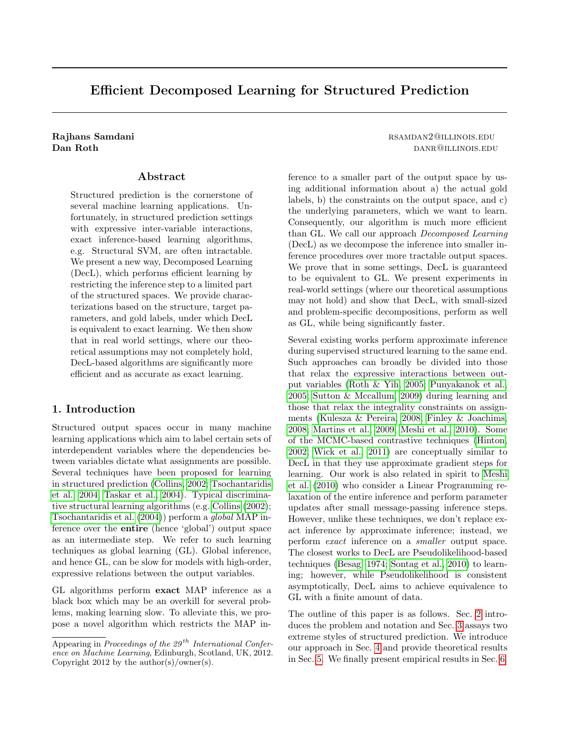# Efficient Decomposed Learning for Structured Prediction

**Rajhans Samdani** RSAMDAN2@ILLINOIS.EDU
**Dan Roth** DANR@ILLINOIS.EDU

## Abstract

Structured prediction is the cornerstone of several machine learning applications. Unfortunately, in structured prediction settings with expressive inter-variable interactions, exact inference-based learning algorithms, e.g. Structural SVM, are often intractable. We present a new way, Decomposed Learning (DecL), which performs efficient learning by restricting the inference step to a limited part of the structured spaces. We provide characterizations based on the structure, target parameters, and gold labels, under which DecL is equivalent to exact learning. We then show that in real world settings, where our theoretical assumptions may not completely hold, DecL-based algorithms are significantly more efficient and as accurate as exact learning.

## 1. Introduction

Structured output spaces occur in many machine learning applications which aim to label certain sets of interdependent variables where the dependencies between variables dictate what assignments are possible. Several techniques have been proposed for learning in structured prediction (Collins, 2002; Tsochantaridis et al., 2004; Taskar et al., 2004). Typical discriminative structural learning algorithms (e.g. Collins (2002); Tsochantaridis et al. (2004)) perform a *global* MAP inference over the **entire** (hence 'global') output space as an intermediate step. We refer to such learning techniques as global learning (GL). Global inference, and hence GL, can be slow for models with high-order, expressive relations between the output variables.

GL algorithms perform **exact** MAP inference as a black box which may be an overkill for several problems, making learning slow. To alleviate this, we propose a novel algorithm which restricts the MAP inference to a smaller part of the output space by using additional information about a) the actual gold labels, b) the constraints on the output space, and c) the underlying parameters, which we want to learn. Consequently, our algorithm is much more efficient than GL. We call our approach *Decomposed Learning* (DecL) as we decompose the inference into smaller inference procedures over more tractable output spaces. We prove that in some settings, DecL is guaranteed to be equivalent to GL. We present experiments in real-world settings (where our theoretical assumptions may not hold) and show that DecL, with small-sized and problem-specific decompositions, perform as well as GL, while being significantly faster.

Several existing works perform approximate inference during supervised structured learning to the same end. Such approaches can broadly be divided into those that relax the expressive interactions between output variables (Roth & Yih, 2005; Punyakanok et al., 2005; Sutton & Mccallum, 2009) during learning and those that relax the integrality constraints on assignments (Kulesza & Pereira, 2008; Finley & Joachims, 2008; Martins et al., 2009; Meshi et al., 2010). Some of the MCMC-based contrastive techniques (Hinton, 2002; Wick et al., 2011) are conceptually similar to DecL in that they use approximate gradient steps for learning. Our work is also related in spirit to Meshi et al. (2010) who consider a Linear Programming relaxation of the entire inference and perform parameter updates after small message-passing inference steps. However, unlike these techniques, we don't replace exact inference by approximate inference; instead, we perform *exact* inference on a *smaller* output space. The closest works to DecL are Pseudolikelihood-based techniques (Besag, 1974; Sontag et al., 2010) to learning; however, while Pseudolikelihood is consistent asymptotically, DecL aims to achieve equivalence to GL with a finite amount of data.

The outline of this paper is as follows. Sec. 2 introduces the problem and notation and Sec. 3 assays two extreme styles of structured prediction. We introduce our approach in Sec. 4 and provide theoretical results in Sec. 5. We finally present empirical results in Sec. 6.

---

Appearing in *Proceedings of the 29$^{th}$ International Conference on Machine Learning*, Edinburgh, Scotland, UK, 2012. Copyright 2012 by the author(s)/owner(s).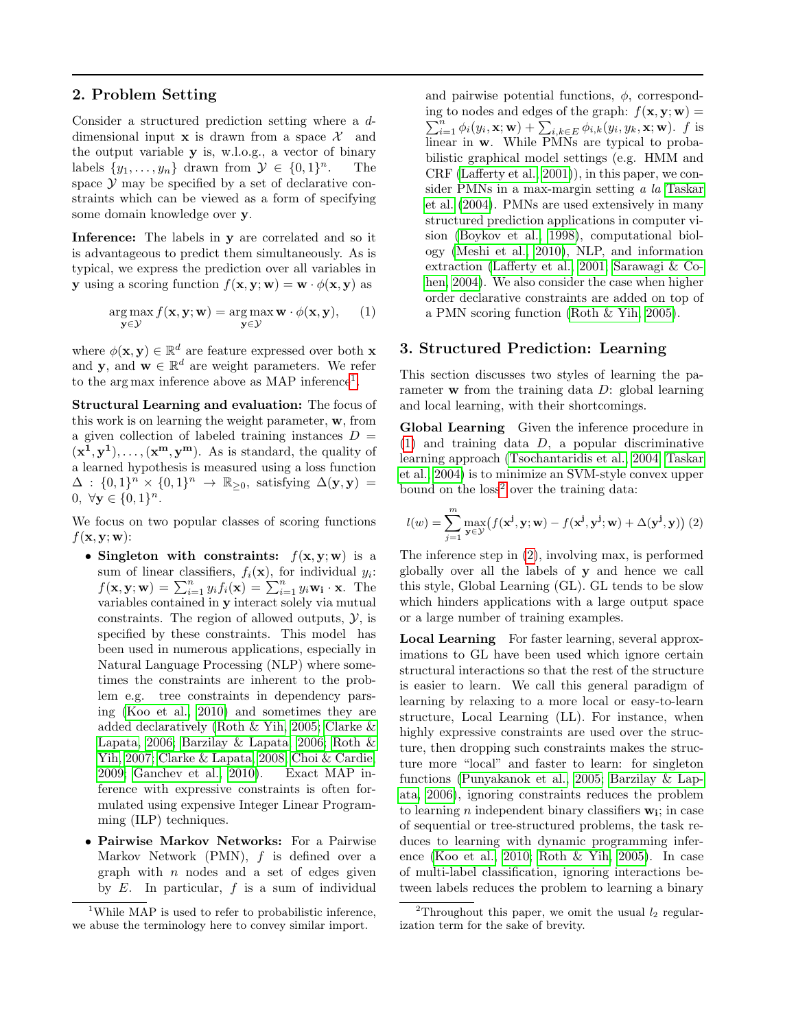## 2. Problem Setting

Consider a structured prediction setting where a $d$-dimensional input $\mathbf{x}$ is drawn from a space $\mathcal{X}$ and the output variable $\mathbf{y}$ is, w.l.o.g., a vector of binary labels $\{y_1, \ldots, y_n\}$ drawn from $\mathcal{Y} \in \{0,1\}^n$. The space $\mathcal{Y}$ may be specified by a set of declarative constraints which can be viewed as a form of specifying some domain knowledge over $\mathbf{y}$.

**Inference:** The labels in $\mathbf{y}$ are correlated and so it is advantageous to predict them simultaneously. As is typical, we express the prediction over all variables in $\mathbf{y}$ using a scoring function $f(\mathbf{x}, \mathbf{y}; \mathbf{w}) = \mathbf{w} \cdot \phi(\mathbf{x}, \mathbf{y})$ as

$$\arg\max_{\mathbf{y} \in \mathcal{Y}} f(\mathbf{x}, \mathbf{y}; \mathbf{w}) = \arg\max_{\mathbf{y} \in \mathcal{Y}} \mathbf{w} \cdot \phi(\mathbf{x}, \mathbf{y}), \quad (1)$$

where $\phi(\mathbf{x}, \mathbf{y}) \in \mathbb{R}^d$ are feature expressed over both $\mathbf{x}$ and $\mathbf{y}$, and $\mathbf{w} \in \mathbb{R}^d$ are weight parameters. We refer to the arg max inference above as MAP inference[1].

**Structural Learning and evaluation:** The focus of this work is on learning the weight parameter, $\mathbf{w}$, from a given collection of labeled training instances $D = (\mathbf{x^1}, \mathbf{y^1}), \ldots, (\mathbf{x^m}, \mathbf{y^m})$. As is standard, the quality of a learned hypothesis is measured using a loss function $\Delta : \{0,1\}^n \times \{0,1\}^n \rightarrow \mathbb{R}_{\geq 0}$, satisfying $\Delta(\mathbf{y}, \mathbf{y}) = 0, \ \forall \mathbf{y} \in \{0,1\}^n$.

We focus on two popular classes of scoring functions $f(\mathbf{x}, \mathbf{y}; \mathbf{w})$:

- **Singleton with constraints:** $f(\mathbf{x}, \mathbf{y}; \mathbf{w})$ is a sum of linear classifiers, $f_i(\mathbf{x})$, for individual $y_i$: $f(\mathbf{x}, \mathbf{y}; \mathbf{w}) = \sum_{i=1}^n y_i f_i(\mathbf{x}) = \sum_{i=1}^n y_i \mathbf{w_i} \cdot \mathbf{x}$. The variables contained in $\mathbf{y}$ interact solely via mutual constraints. The region of allowed outputs, $\mathcal{Y}$, is specified by these constraints. This model has been used in numerous applications, especially in Natural Language Processing (NLP) where sometimes the constraints are inherent to the problem e.g. tree constraints in dependency parsing (Koo et al., 2010) and sometimes they are added declaratively (Roth & Yih, 2005; Clarke & Lapata, 2006; Barzilay & Lapata, 2006; Roth & Yih, 2007; Clarke & Lapata, 2008; Choi & Cardie, 2009; Ganchev et al., 2010). Exact MAP inference with expressive constraints is often formulated using expensive Integer Linear Programming (ILP) techniques.
- **Pairwise Markov Networks:** For a Pairwise Markov Network (PMN), $f$ is defined over a graph with $n$ nodes and a set of edges given by $E$. In particular, $f$ is a sum of individual and pairwise potential functions, $\phi$, corresponding to nodes and edges of the graph: $f(\mathbf{x}, \mathbf{y}; \mathbf{w}) = \sum_{i=1}^n \phi_i(y_i, \mathbf{x}; \mathbf{w}) + \sum_{i,k \in E} \phi_{i,k}(y_i, y_k, \mathbf{x}; \mathbf{w})$. $f$ is linear in $\mathbf{w}$. While PMNs are typical to probabilistic graphical model settings (e.g. HMM and CRF (Lafferty et al., 2001)), in this paper, we consider PMNs in a max-margin setting *a la* Taskar et al. (2004). PMNs are used extensively in many structured prediction applications in computer vision (Boykov et al., 1998), computational biology (Meshi et al., 2010), NLP, and information extraction (Lafferty et al., 2001; Sarawagi & Cohen, 2004). We also consider the case when higher order declarative constraints are added on top of a PMN scoring function (Roth & Yih, 2005).

[1] While MAP is used to refer to probabilistic inference, we abuse the terminology here to convey similar import.

## 3. Structured Prediction: Learning

This section discusses two styles of learning the parameter $\mathbf{w}$ from the training data $D$: global learning and local learning, with their shortcomings.

**Global Learning** Given the inference procedure in (1) and training data $D$, a popular discriminative learning approach (Tsochantaridis et al., 2004; Taskar et al., 2004) is to minimize an SVM-style convex upper bound on the loss[2] over the training data:

$$l(w) = \sum_{j=1}^m \max_{\mathbf{y} \in \mathcal{Y}} \left( f(\mathbf{x^j}, \mathbf{y}; \mathbf{w}) - f(\mathbf{x^j}, \mathbf{y^j}; \mathbf{w}) + \Delta(\mathbf{y^j}, \mathbf{y}) \right) \quad (2)$$

The inference step in (2), involving max, is performed globally over all the labels of $\mathbf{y}$ and hence we call this style, Global Learning (GL). GL tends to be slow which hinders applications with a large output space or a large number of training examples.

**Local Learning** For faster learning, several approximations to GL have been used which ignore certain structural interactions so that the rest of the structure is easier to learn. We call this general paradigm of learning by relaxing to a more local or easy-to-learn structure, Local Learning (LL). For instance, when highly expressive constraints are used over the structure, then dropping such constraints makes the structure more "local" and faster to learn: for singleton functions (Punyakanok et al., 2005; Barzilay & Lapata, 2006), ignoring constraints reduces the problem to learning $n$ independent binary classifiers $\mathbf{w_i}$; in case of sequential or tree-structured problems, the task reduces to learning with dynamic programming inference (Koo et al., 2010; Roth & Yih, 2005). In case of multi-label classification, ignoring interactions between labels reduces the problem to learning a binary

[2] Throughout this paper, we omit the usual $l_2$ regularization term for the sake of brevity.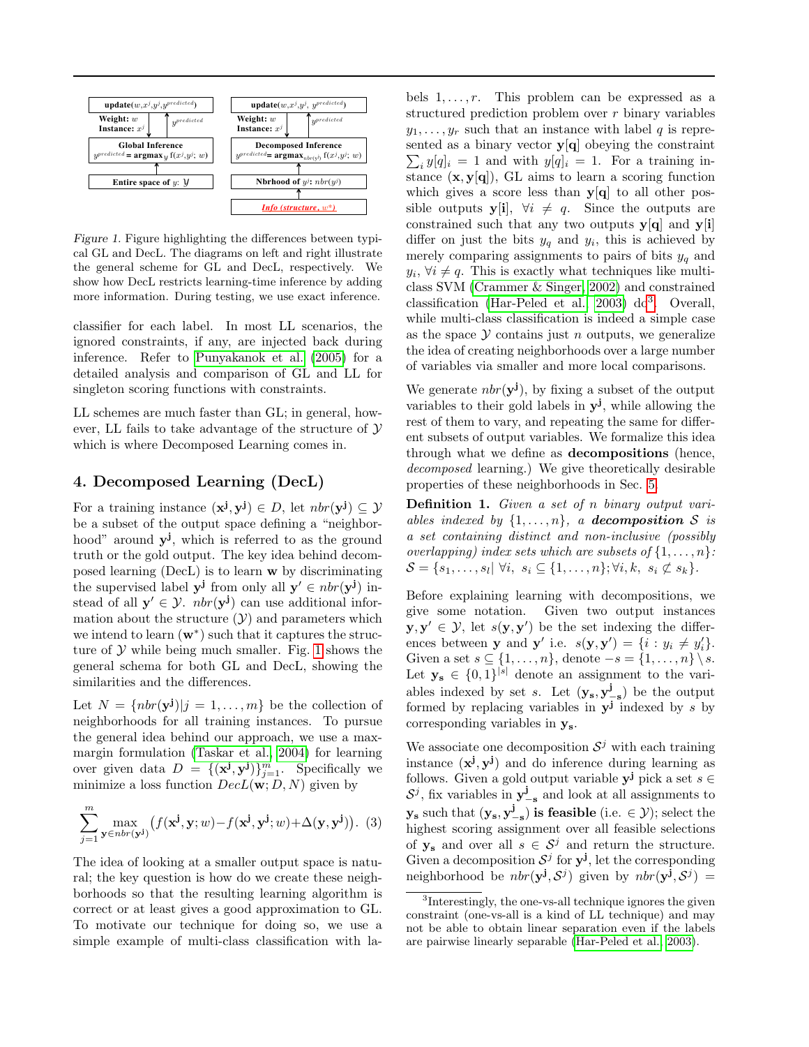Figure 1. Figure highlighting the differences between typical GL and DecL. The diagrams on left and right illustrate the general scheme for GL and DecL, respectively. We show how DecL restricts learning-time inference by adding more information. During testing, we use exact inference.

classifier for each label. In most LL scenarios, the ignored constraints, if any, are injected back during inference. Refer to Punyakanok et al. (2005) for a detailed analysis and comparison of GL and LL for singleton scoring functions with constraints.

LL schemes are much faster than GL; in general, however, LL fails to take advantage of the structure of $\mathcal{Y}$ which is where Decomposed Learning comes in.

## 4. Decomposed Learning (DecL)

For a training instance $(\mathbf{x^j}, \mathbf{y^j}) \in D$, let $nbr(\mathbf{y^j}) \subseteq \mathcal{Y}$ be a subset of the output space defining a "neighborhood" around $\mathbf{y^j}$, which is referred to as the ground truth or the gold output. The key idea behind decomposed learning (DecL) is to learn $\mathbf{w}$ by discriminating the supervised label $\mathbf{y^j}$ from only all $\mathbf{y'} \in nbr(\mathbf{y^j})$ instead of all $\mathbf{y'} \in \mathcal{Y}$. $nbr(\mathbf{y^j})$ can use additional information about the structure ($\mathcal{Y}$) and parameters which we intend to learn ($\mathbf{w}^*$) such that it captures the structure of $\mathcal{Y}$ while being much smaller. Fig. 1 shows the general schema for both GL and DecL, showing the similarities and the differences.

Let $N = \{nbr(\mathbf{y^j}) | j = 1, \ldots, m\}$ be the collection of neighborhoods for all training instances. To pursue the general idea behind our approach, we use a max-margin formulation (Taskar et al., 2004) for learning over given data $D = \{(\mathbf{x^j}, \mathbf{y^j})\}_{j=1}^m$. Specifically we minimize a loss function $DecL(\mathbf{w}; D, N)$ given by

$$\sum_{j=1}^{m} \max_{\mathbf{y} \in nbr(\mathbf{y^j})} \big( f(\mathbf{x^j}, \mathbf{y}; w) - f(\mathbf{x^j}, \mathbf{y^j}; w) + \Delta(\mathbf{y}, \mathbf{y^j}) \big). \quad (3)$$

The idea of looking at a smaller output space is natural; the key question is how do we create these neighborhoods so that the resulting learning algorithm is correct or at least gives a good approximation to GL. To motivate our technique for doing so, we use a simple example of multi-class classification with labels $1, \ldots, r$. This problem can be expressed as a structured prediction problem over $r$ binary variables $y_1, \ldots, y_r$ such that an instance with label $q$ is represented as a binary vector $\mathbf{y[q]}$ obeying the constraint $\sum_i y[q]_i = 1$ and with $y[q]_i = 1$. For a training instance $(\mathbf{x}, \mathbf{y[q]})$, GL aims to learn a scoring function which gives a score less than $\mathbf{y[q]}$ to all other possible outputs $\mathbf{y[i]}$, $\forall i \neq q$. Since the outputs are constrained such that any two outputs $\mathbf{y[q]}$ and $\mathbf{y[i]}$ differ on just the bits $y_q$ and $y_i$, this is achieved by merely comparing assignments to pairs of bits $y_q$ and $y_i$, $\forall i \neq q$. This is exactly what techniques like multi-class SVM (Crammer & Singer, 2002) and constrained classification (Har-Peled et al., 2003) do[3]. Overall, while multi-class classification is indeed a simple case as the space $\mathcal{Y}$ contains just $n$ outputs, we generalize the idea of creating neighborhoods over a large number of variables via smaller and more local comparisons.

We generate $nbr(\mathbf{y^j})$, by fixing a subset of the output variables to their gold labels in $\mathbf{y^j}$, while allowing the rest of them to vary, and repeating the same for different subsets of output variables. We formalize this idea through what we define as **decompositions** (hence, *decomposed* learning.) We give theoretically desirable properties of these neighborhoods in Sec. 5.

**Definition 1.** *Given a set of $n$ binary output variables indexed by $\{1, \ldots, n\}$, a* ***decomposition*** *$\mathcal{S}$ is a set containing distinct and non-inclusive (possibly overlapping) index sets which are subsets of $\{1, \ldots, n\}$: $\mathcal{S} = \{s_1, \ldots, s_l | \forall i,\ s_i \subseteq \{1, \ldots, n\}; \forall i, k,\ s_i \not\subseteq s_k\}$.*

Before explaining learning with decompositions, we give some notation. Given two output instances $\mathbf{y}, \mathbf{y'} \in \mathcal{Y}$, let $s(\mathbf{y}, \mathbf{y'})$ be the set indexing the differences between $\mathbf{y}$ and $\mathbf{y'}$ i.e. $s(\mathbf{y}, \mathbf{y'}) = \{i : y_i \neq y'_i\}$. Given a set $s \subseteq \{1, \ldots, n\}$, denote $-s = \{1, \ldots, n\} \setminus s$. Let $\mathbf{y_s} \in \{0, 1\}^{|s|}$ denote an assignment to the variables indexed by set $s$. Let $(\mathbf{y_s}, \mathbf{y^j_{-s}})$ be the output formed by replacing variables in $\mathbf{y^j}$ indexed by $s$ by corresponding variables in $\mathbf{y_s}$.

We associate one decomposition $\mathcal{S}^j$ with each training instance $(\mathbf{x^j}, \mathbf{y^j})$ and do inference during learning as follows. Given a gold output variable $\mathbf{y^j}$ pick a set $s \in \mathcal{S}^j$, fix variables in $\mathbf{y^j_{-s}}$ and look at all assignments to $\mathbf{y_s}$ such that $(\mathbf{y_s}, \mathbf{y^j_{-s}})$ **is feasible** (i.e. $\in \mathcal{Y}$); select the highest scoring assignment over all feasible selections of $\mathbf{y_s}$ and over all $s \in \mathcal{S}^j$ and return the structure. Given a decomposition $\mathcal{S}^j$ for $\mathbf{y^j}$, let the corresponding neighborhood be $nbr(\mathbf{y^j}, \mathcal{S}^j)$ given by $nbr(\mathbf{y^j}, \mathcal{S}^j) =$

[3] Interestingly, the one-vs-all technique ignores the given constraint (one-vs-all is a kind of LL technique) and may not be able to obtain linear separation even if the labels are pairwise linearly separable (Har-Peled et al., 2003).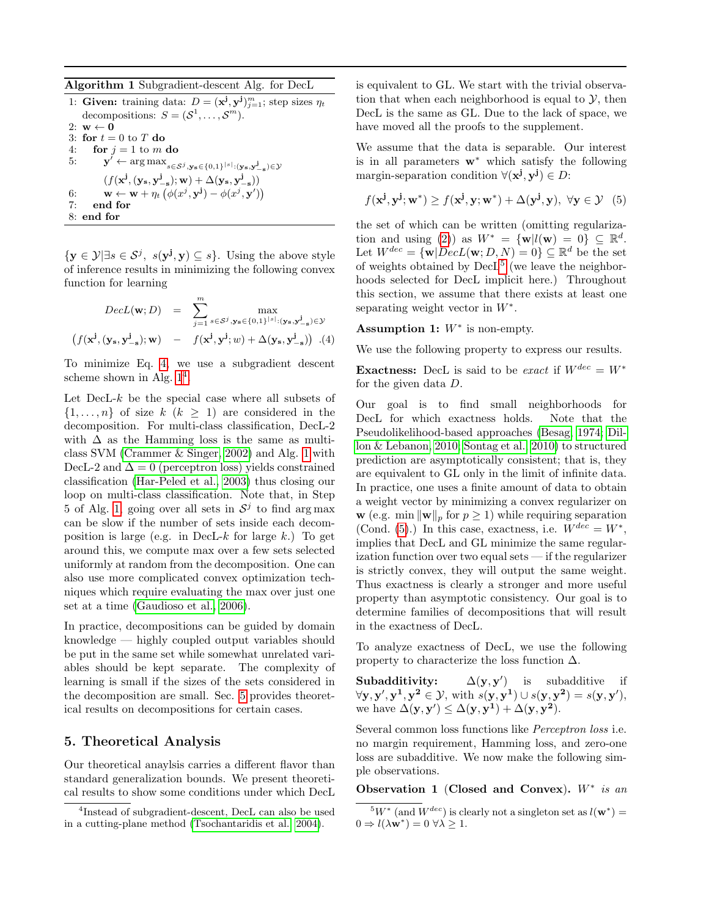**Algorithm 1** Subgradient-descent Alg. for DecL

```
1: Given: training data: D = (x^j, y^j)_{j=1}^m; step sizes η_t
   decompositions: S = (S^1, ..., S^m).
2: w ← 0
3: for t = 0 to T do
4:   for j = 1 to m do
5:     y' ← arg max_{s∈S^j, y_s∈{0,1}^{|s|}:(y_s, y^j_{-s})∈Y}
         (f(x^j, (y_s, y^j_{-s}); w) + Δ(y_s, y^j_{-s}))
6:     w ← w + η_t (φ(x^j, y^j) − φ(x^j, y'))
7:   end for
8: end for
```

$\{\mathbf{y} \in \mathcal{Y} | \exists s \in \mathcal{S}^j,\ s(\mathbf{y^j}, \mathbf{y}) \subseteq s\}$. Using the above style of inference results in minimizing the following convex function for learning

$$
\begin{aligned}
DecL(\mathbf{w}; D) \quad &= \quad \sum_{j=1}^{m} \max_{s\in\mathcal{S}^j, \mathbf{y_s}\in\{0,1\}^{|s|}:(\mathbf{y_s}, \mathbf{y^j_{-s}})\in\mathcal{Y}} \\
\left(f(\mathbf{x^j}, (\mathbf{y_s}, \mathbf{y^j_{-s}}); \mathbf{w})\right. \quad &- \quad \left. f(\mathbf{x^j}, \mathbf{y^j}; w) + \Delta(\mathbf{y_s}, \mathbf{y^j_{-s}})\right) \quad (4)
\end{aligned}
$$

To minimize Eq. 4, we use a subgradient descent scheme shown in Alg. 1[4].

Let DecL-$k$ be the special case where all subsets of $\{1, \ldots, n\}$ of size $k$ ($k \geq 1$) are considered in the decomposition. For multi-class classification, DecL-2 with $\Delta$ as the Hamming loss is the same as multi-class SVM (Crammer & Singer, 2002) and Alg. 1 with DecL-2 and $\Delta = 0$ (perceptron loss) yields constrained classification (Har-Peled et al., 2003) thus closing our loop on multi-class classification. Note that, in Step 5 of Alg. 1, going over all sets in $\mathcal{S}^j$ to find arg max can be slow if the number of sets inside each decomposition is large (e.g. in DecL-$k$ for large $k$.) To get around this, we compute max over a few sets selected uniformly at random from the decomposition. One can also use more complicated convex optimization techniques which require evaluating the max over just one set at a time (Gaudioso et al., 2006).

In practice, decompositions can be guided by domain knowledge — highly coupled output variables should be put in the same set while somewhat unrelated variables should be kept separate. The complexity of learning is small if the sizes of the sets considered in the decomposition are small. Sec. 5 provides theoretical results on decompositions for certain cases.

## 5. Theoretical Analysis

Our theoretical anaylsis carries a different flavor than standard generalization bounds. We present theoretical results to show some conditions under which DecL is equivalent to GL. We start with the trivial observation that when each neighborhood is equal to $\mathcal{Y}$, then DecL is the same as GL. Due to the lack of space, we have moved all the proofs to the supplement.

We assume that the data is separable. Our interest is in all parameters $\mathbf{w}^*$ which satisfy the following margin-separation condition $\forall(\mathbf{x^j}, \mathbf{y^j}) \in D$:

$$
f(\mathbf{x^j}, \mathbf{y^j}; \mathbf{w}^*) \geq f(\mathbf{x^j}, \mathbf{y}; \mathbf{w}^*) + \Delta(\mathbf{y^j}, \mathbf{y}),\ \forall \mathbf{y} \in \mathcal{Y} \quad (5)
$$

the set of which can be written (omitting regularization and using (2)) as $W^* = \{\mathbf{w} | l(\mathbf{w}) = 0\} \subseteq \mathbb{R}^d$. Let $W^{dec} = \{\mathbf{w} | DecL(\mathbf{w}; D, N) = 0\} \subseteq \mathbb{R}^d$ be the set of weights obtained by DecL[5] (we leave the neighborhoods selected for DecL implicit here.) Throughout this section, we assume that there exists at least one separating weight vector in $W^*$.

**Assumption 1:** $W^*$ is non-empty.

We use the following property to express our results.

**Exactness:** DecL is said to be *exact* if $W^{dec} = W^*$ for the given data $D$.

Our goal is to find small neighborhoods for DecL for which exactness holds. Note that the Pseudolikelihood-based approaches (Besag, 1974; Dillon & Lebanon, 2010; Sontag et al., 2010) to structured prediction are asymptotically consistent; that is, they are equivalent to GL only in the limit of infinite data. In practice, one uses a finite amount of data to obtain a weight vector by minimizing a convex regularizer on $\mathbf{w}$ (e.g. $\min \|\mathbf{w}\|_p$ for $p \geq 1$) while requiring separation (Cond. (5).) In this case, exactness, i.e. $W^{dec} = W^*$, implies that DecL and GL minimize the same regularization function over two equal sets — if the regularizer is strictly convex, they will output the same weight. Thus exactness is clearly a stronger and more useful property than asymptotic consistency. Our goal is to determine families of decompositions that will result in the exactness of DecL.

To analyze exactness of DecL, we use the following property to characterize the loss function $\Delta$.

**Subadditivity:** $\Delta(\mathbf{y}, \mathbf{y}')$ is subadditive if $\forall \mathbf{y}, \mathbf{y}', \mathbf{y^1}, \mathbf{y^2} \in \mathcal{Y}$, with $s(\mathbf{y}, \mathbf{y^1}) \cup s(\mathbf{y}, \mathbf{y^2}) = s(\mathbf{y}, \mathbf{y}')$, we have $\Delta(\mathbf{y}, \mathbf{y}') \leq \Delta(\mathbf{y}, \mathbf{y^1}) + \Delta(\mathbf{y}, \mathbf{y^2})$.

Several common loss functions like *Perceptron loss* i.e. no margin requirement, Hamming loss, and zero-one loss are subadditive. We now make the following simple observations.

**Observation 1** **(Closed and Convex).** *$W^*$ is an*

---

[4] Instead of subgradient-descent, DecL can also be used in a cutting-plane method (Tsochantaridis et al., 2004).

[5] $W^*$ (and $W^{dec}$) is clearly not a singleton set as $l(\mathbf{w}^*) = 0 \Rightarrow l(\lambda\mathbf{w}^*) = 0\ \forall \lambda \geq 1$.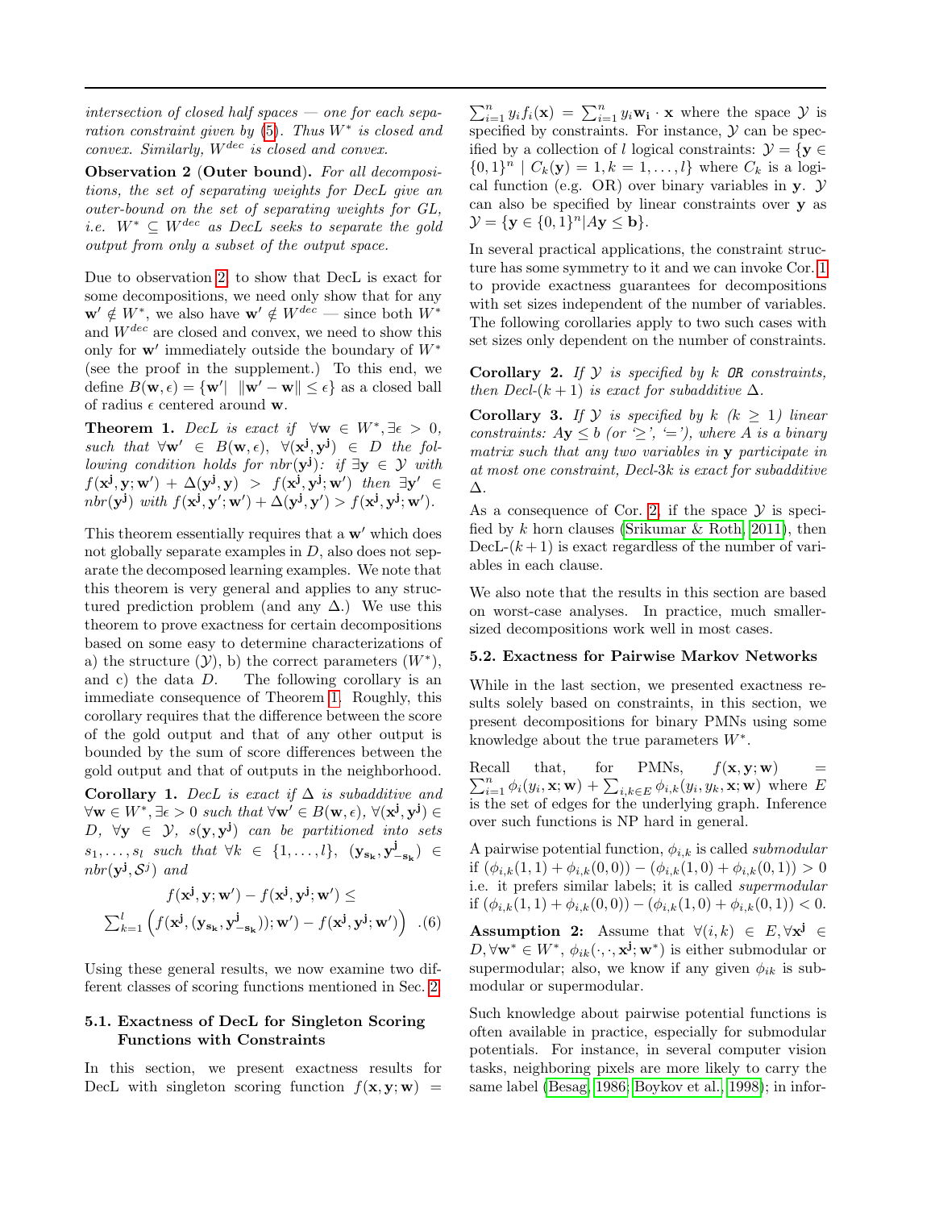*intersection of closed half spaces — one for each separation constraint given by (5). Thus $W^*$ is closed and convex. Similarly, $W^{dec}$ is closed and convex.*

**Observation 2 (Outer bound).** *For all decompositions, the set of separating weights for DecL give an outer-bound on the set of separating weights for GL, i.e. $W^* \subseteq W^{dec}$ as DecL seeks to separate the gold output from only a subset of the output space.*

Due to observation 2, to show that DecL is exact for some decompositions, we need only show that for any $\mathbf{w}' \notin W^*$, we also have $\mathbf{w}' \notin W^{dec}$ — since both $W^*$ and $W^{dec}$ are closed and convex, we need to show this only for $\mathbf{w}'$ immediately outside the boundary of $W^*$ (see the proof in the supplement.) To this end, we define $B(\mathbf{w}, \epsilon) = \{\mathbf{w}' | \ \|\mathbf{w}' - \mathbf{w}\| \leq \epsilon\}$ as a closed ball of radius $\epsilon$ centered around $\mathbf{w}$.

**Theorem 1.** *DecL is exact if $\forall \mathbf{w} \in W^*, \exists \epsilon > 0,$ such that $\forall \mathbf{w}' \in B(\mathbf{w}, \epsilon),$ $\forall (\mathbf{x^j}, \mathbf{y^j}) \in D$ the following condition holds for $nbr(\mathbf{y^j})$: if $\exists \mathbf{y} \in \mathcal{Y}$ with $f(\mathbf{x^j}, \mathbf{y}; \mathbf{w}') + \Delta(\mathbf{y^j}, \mathbf{y}) > f(\mathbf{x^j}, \mathbf{y^j}; \mathbf{w}')$ then $\exists \mathbf{y}' \in nbr(\mathbf{y^j})$ with $f(\mathbf{x^j}, \mathbf{y}'; \mathbf{w}') + \Delta(\mathbf{y^j}, \mathbf{y}') > f(\mathbf{x^j}, \mathbf{y^j}; \mathbf{w}')$.*

This theorem essentially requires that a $\mathbf{w}'$ which does not globally separate examples in $D$, also does not separate the decomposed learning examples. We note that this theorem is very general and applies to any structured prediction problem (and any $\Delta$.) We use this theorem to prove exactness for certain decompositions based on some easy to determine characterizations of a) the structure ($\mathcal{Y}$), b) the correct parameters ($W^*$), and c) the data $D$. The following corollary is an immediate consequence of Theorem 1. Roughly, this corollary requires that the difference between the score of the gold output and that of any other output is bounded by the sum of score differences between the gold output and that of outputs in the neighborhood.

**Corollary 1.** *DecL is exact if $\Delta$ is subadditive and $\forall \mathbf{w} \in W^*, \exists \epsilon > 0$ such that $\forall \mathbf{w}' \in B(\mathbf{w}, \epsilon)$, $\forall (\mathbf{x^j}, \mathbf{y^j}) \in D$, $\forall \mathbf{y} \in \mathcal{Y}$, $s(\mathbf{y}, \mathbf{y^j})$ can be partitioned into sets $s_1, \ldots, s_l$ such that $\forall k \in \{1, \ldots, l\}$, $(\mathbf{y_{s_k}}, \mathbf{y^j_{-s_k}}) \in nbr(\mathbf{y^j}, \mathcal{S}^j)$ and*

$$f(\mathbf{x^j}, \mathbf{y}; \mathbf{w}') - f(\mathbf{x^j}, \mathbf{y^j}; \mathbf{w}') \leq \sum_{k=1}^{l} \left( f(\mathbf{x^j}, (\mathbf{y_{s_k}}, \mathbf{y^j_{-s_k}}); \mathbf{w}') - f(\mathbf{x^j}, \mathbf{y^j}; \mathbf{w}') \right) \quad . (6)$$

Using these general results, we now examine two different classes of scoring functions mentioned in Sec. 2.

### 5.1. Exactness of DecL for Singleton Scoring Functions with Constraints

In this section, we present exactness results for DecL with singleton scoring function $f(\mathbf{x}, \mathbf{y}; \mathbf{w}) = \sum_{i=1}^{n} y_i f_i(\mathbf{x}) = \sum_{i=1}^{n} y_i \mathbf{w_i} \cdot \mathbf{x}$ where the space $\mathcal{Y}$ is specified by constraints. For instance, $\mathcal{Y}$ can be specified by a collection of $l$ logical constraints: $\mathcal{Y} = \{\mathbf{y} \in \{0,1\}^n \mid C_k(\mathbf{y}) = 1, k = 1, \ldots, l\}$ where $C_k$ is a logical function (e.g. OR) over binary variables in $\mathbf{y}$. $\mathcal{Y}$ can also be specified by linear constraints over $\mathbf{y}$ as $\mathcal{Y} = \{\mathbf{y} \in \{0,1\}^n | A\mathbf{y} \leq \mathbf{b}\}$.

In several practical applications, the constraint structure has some symmetry to it and we can invoke Cor. 1 to provide exactness guarantees for decompositions with set sizes independent of the number of variables. The following corollaries apply to two such cases with set sizes only dependent on the number of constraints.

**Corollary 2.** *If $\mathcal{Y}$ is specified by $k$ OR constraints, then Decl-$(k+1)$ is exact for subadditive $\Delta$.*

**Corollary 3.** *If $\mathcal{Y}$ is specified by $k$ ($k \geq 1$) linear constraints: $A\mathbf{y} \leq b$ (or '$\geq$', '$=$'), where $A$ is a binary matrix such that any two variables in $\mathbf{y}$ participate in at most one constraint, Decl-$3k$ is exact for subadditive $\Delta$.*

As a consequence of Cor. 2, if the space $\mathcal{Y}$ is specified by $k$ horn clauses (Srikumar & Roth, 2011), then DecL-$(k+1)$ is exact regardless of the number of variables in each clause.

We also note that the results in this section are based on worst-case analyses. In practice, much smaller-sized decompositions work well in most cases.

### 5.2. Exactness for Pairwise Markov Networks

While in the last section, we presented exactness results solely based on constraints, in this section, we present decompositions for binary PMNs using some knowledge about the true parameters $W^*$.

Recall that, for PMNs, $f(\mathbf{x}, \mathbf{y}; \mathbf{w}) = \sum_{i=1}^{n} \phi_i(y_i, \mathbf{x}; \mathbf{w}) + \sum_{i,k \in E} \phi_{i,k}(y_i, y_k, \mathbf{x}; \mathbf{w})$ where $E$ is the set of edges for the underlying graph. Inference over such functions is NP hard in general.

A pairwise potential function, $\phi_{i,k}$ is called *submodular* if $(\phi_{i,k}(1,1) + \phi_{i,k}(0,0)) - (\phi_{i,k}(1,0) + \phi_{i,k}(0,1)) > 0$ i.e. it prefers similar labels; it is called *supermodular* if $(\phi_{i,k}(1,1) + \phi_{i,k}(0,0)) - (\phi_{i,k}(1,0) + \phi_{i,k}(0,1)) < 0$.

**Assumption 2:** Assume that $\forall (i,k) \in E, \forall \mathbf{x^j} \in D, \forall \mathbf{w}^* \in W^*$, $\phi_{ik}(\cdot, \cdot, \mathbf{x^j}; \mathbf{w}^*)$ is either submodular or supermodular; also, we know if any given $\phi_{ik}$ is submodular or supermodular.

Such knowledge about pairwise potential functions is often available in practice, especially for submodular potentials. For instance, in several computer vision tasks, neighboring pixels are more likely to carry the same label (Besag, 1986; Boykov et al., 1998); in infor-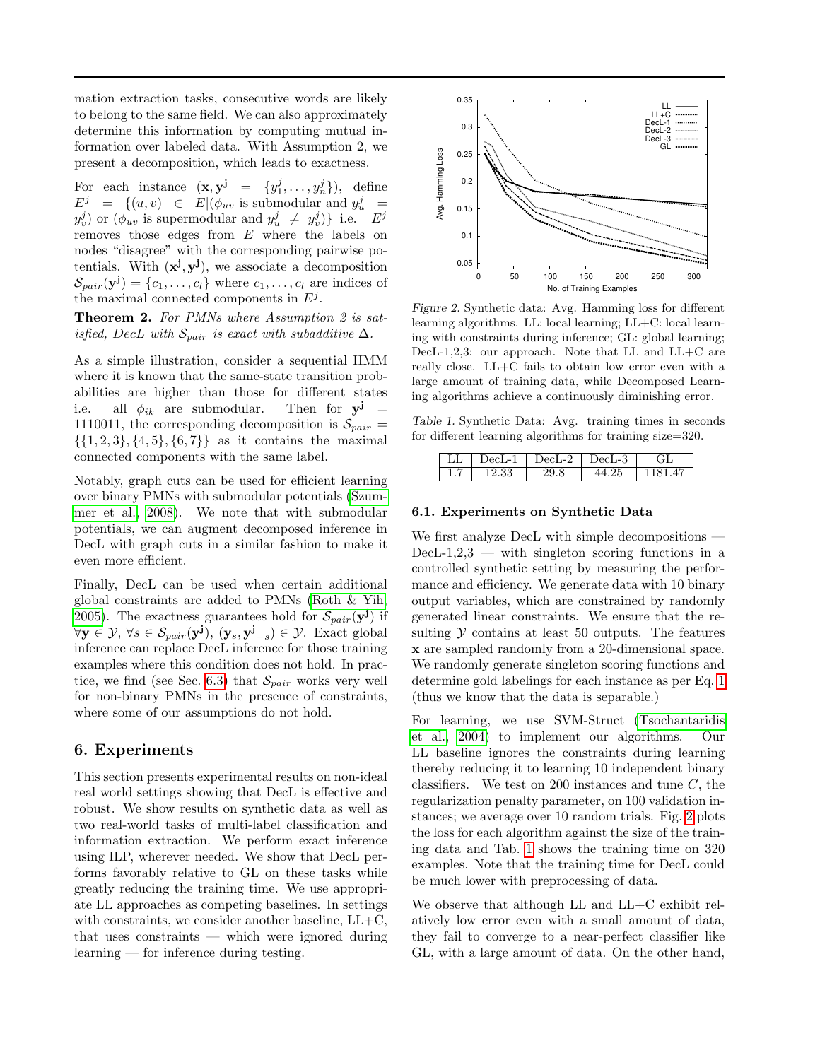mation extraction tasks, consecutive words are likely to belong to the same field. We can also approximately determine this information by computing mutual information over labeled data. With Assumption 2, we present a decomposition, which leads to exactness.

For each instance $(\mathbf{x}, \mathbf{y^j} = \{y^j_1, \ldots, y^j_n\})$, define $E^j = \{(u,v) \in E | (\phi_{uv}$ is submodular and $y^j_u = y^j_v)$ or $(\phi_{uv}$ is supermodular and $y^j_u \neq y^j_v)\}$ i.e. $E^j$ removes those edges from $E$ where the labels on nodes "disagree" with the corresponding pairwise potentials. With $(\mathbf{x^j}, \mathbf{y^j})$, we associate a decomposition $\mathcal{S}_{pair}(\mathbf{y^j}) = \{c_1, \ldots, c_l\}$ where $c_1, \ldots, c_l$ are indices of the maximal connected components in $E^j$.

**Theorem 2.** *For PMNs where Assumption 2 is satisfied, DecL with $\mathcal{S}_{pair}$ is exact with subadditive $\Delta$.*

As a simple illustration, consider a sequential HMM where it is known that the same-state transition probabilities are higher than those for different states i.e. all $\phi_{ik}$ are submodular. Then for $\mathbf{y^j} = 1110011$, the corresponding decomposition is $\mathcal{S}_{pair} = \{\{1,2,3\},\{4,5\},\{6,7\}\}$ as it contains the maximal connected components with the same label.

Notably, graph cuts can be used for efficient learning over binary PMNs with submodular potentials (Szummer et al., 2008). We note that with submodular potentials, we can augment decomposed inference in DecL with graph cuts in a similar fashion to make it even more efficient.

Finally, DecL can be used when certain additional global constraints are added to PMNs (Roth & Yih, 2005). The exactness guarantees hold for $\mathcal{S}_{pair}(\mathbf{y^j})$ if $\forall \mathbf{y} \in \mathcal{Y}$, $\forall s \in \mathcal{S}_{pair}(\mathbf{y^j})$, $(\mathbf{y}_s, \mathbf{y^j}_{-s}) \in \mathcal{Y}$. Exact global inference can replace DecL inference for those training examples where this condition does not hold. In practice, we find (see Sec. 6.3) that $\mathcal{S}_{pair}$ works very well for non-binary PMNs in the presence of constraints, where some of our assumptions do not hold.

# 6. Experiments

This section presents experimental results on non-ideal real world settings showing that DecL is effective and robust. We show results on synthetic data as well as two real-world tasks of multi-label classification and information extraction. We perform exact inference using ILP, wherever needed. We show that DecL performs favorably relative to GL on these tasks while greatly reducing the training time. We use appropriate LL approaches as competing baselines. In settings with constraints, we consider another baseline, LL+C, that uses constraints — which were ignored during learning — for inference during testing.

*Figure 2.* Synthetic data: Avg. Hamming loss for different learning algorithms. LL: local learning; LL+C: local learning with constraints during inference; GL: global learning; DecL-1,2,3: our approach. Note that LL and LL+C are really close. LL+C fails to obtain low error even with a large amount of training data, while Decomposed Learning algorithms achieve a continuously diminishing error.

*Table 1.* Synthetic Data: Avg. training times in seconds for different learning algorithms for training size=320.

| LL | DecL-1 | DecL-2 | DecL-3 | GL |
|---|---|---|---|---|
| 1.7 | 12.33 | 29.8 | 44.25 | 1181.47 |

## 6.1. Experiments on Synthetic Data

We first analyze DecL with simple decompositions — DecL-1,2,3 — with singleton scoring functions in a controlled synthetic setting by measuring the performance and efficiency. We generate data with 10 binary output variables, which are constrained by randomly generated linear constraints. We ensure that the resulting $\mathcal{Y}$ contains at least 50 outputs. The features $\mathbf{x}$ are sampled randomly from a 20-dimensional space. We randomly generate singleton scoring functions and determine gold labelings for each instance as per Eq. 1 (thus we know that the data is separable.)

For learning, we use SVM-Struct (Tsochantaridis et al., 2004) to implement our algorithms. Our LL baseline ignores the constraints during learning thereby reducing it to learning 10 independent binary classifiers. We test on 200 instances and tune $C$, the regularization penalty parameter, on 100 validation instances; we average over 10 random trials. Fig. 2 plots the loss for each algorithm against the size of the training data and Tab. 1 shows the training time on 320 examples. Note that the training time for DecL could be much lower with preprocessing of data.

We observe that although LL and LL+C exhibit relatively low error even with a small amount of data, they fail to converge to a near-perfect classifier like GL, with a large amount of data. On the other hand,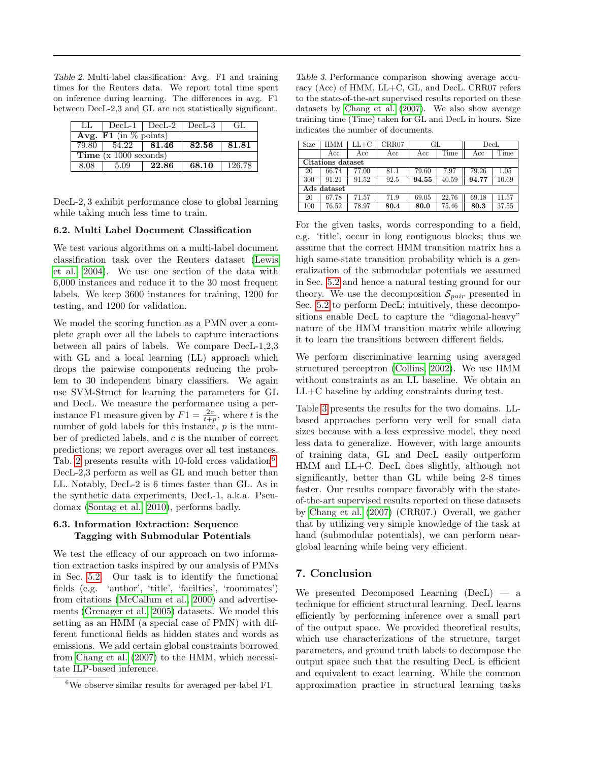Table 2. Multi-label classification: Avg. F1 and training times for the Reuters data. We report total time spent on inference during learning. The differences in avg. F1 between DecL-2,3 and GL are not statistically significant.

| LL | DecL-1 | DecL-2 | DecL-3 | GL |
|---|---|---|---|---|
| **Avg. F1** (in % points) | | | | |
| 79.80 | 54.22 | **81.46** | **82.56** | **81.81** |
| **Time** (x 1000 seconds) | | | | |
| 8.08 | 5.09 | **22.86** | **68.10** | 126.78 |

DecL-2, 3 exhibit performance close to global learning while taking much less time to train.

### 6.2. Multi Label Document Classification

We test various algorithms on a multi-label document classification task over the Reuters dataset (Lewis et al., 2004). We use one section of the data with 6,000 instances and reduce it to the 30 most frequent labels. We keep 3600 instances for training, 1200 for testing, and 1200 for validation.

We model the scoring function as a PMN over a complete graph over all the labels to capture interactions between all pairs of labels. We compare DecL-1,2,3 with GL and a local learning (LL) approach which drops the pairwise components reducing the problem to 30 independent binary classifiers. We again use SVM-Struct for learning the parameters for GL and DecL. We measure the performance using a per-instance F1 measure given by $F1 = \frac{2c}{t+p}$, where $t$ is the number of gold labels for this instance, $p$ is the number of predicted labels, and $c$ is the number of correct predictions; we report averages over all test instances. Tab. 2 presents results with 10-fold cross validation[6]. DecL-2,3 perform as well as GL and much better than LL. Notably, DecL-2 is 6 times faster than GL. As in the synthetic data experiments, DecL-1, a.k.a. Pseudomax (Sontag et al., 2010), performs badly.

### 6.3. Information Extraction: Sequence Tagging with Submodular Potentials

We test the efficacy of our approach on two information extraction tasks inspired by our analysis of PMNs in Sec. 5.2. Our task is to identify the functional fields (e.g. 'author', 'title', 'facilties', 'roommates') from citations (McCallum et al., 2000) and advertisements (Grenager et al., 2005) datasets. We model this setting as an HMM (a special case of PMN) with different functional fields as hidden states and words as emissions. We add certain global constraints borrowed from Chang et al. (2007) to the HMM, which necessitate ILP-based inference.

[6] We observe similar results for averaged per-label F1.

Table 3. Performance comparison showing average accuracy (Acc) of HMM, LL+C, GL, and DecL. CRR07 refers to the state-of-the-art supervised results reported on these datasets by Chang et al. (2007). We also show average training time (Time) taken for GL and DecL in hours. Size indicates the number of documents.

| Size | HMM | LL+C | CRR07 | GL | | DecL | |
|---|---|---|---|---|---|---|---|
| | Acc | Acc | Acc | Acc | Time | Acc | Time |
| **Citations dataset** | | | | | | | |
| 20 | 66.74 | 77.00 | 81.1 | 79.60 | 7.97 | 79.26 | 1.05 |
| 300 | 91.21 | 91.52 | 92.5 | **94.55** | 40.59 | **94.77** | 10.69 |
| **Ads dataset** | | | | | | | |
| 20 | 67.78 | 71.57 | 71.9 | 69.05 | 22.76 | 69.18 | 11.57 |
| 100 | 76.52 | 78.97 | **80.4** | **80.0** | 75.46 | **80.3** | 37.55 |

For the given tasks, words corresponding to a field, e.g. 'title', occur in long contiguous blocks; thus we assume that the correct HMM transition matrix has a high same-state transition probability which is a generalization of the submodular potentials we assumed in Sec. 5.2 and hence a natural testing ground for our theory. We use the decomposition $\mathcal{S}_{pair}$ presented in Sec. 5.2 to perform DecL; intuitively, these decompositions enable DecL to capture the "diagonal-heavy" nature of the HMM transition matrix while allowing it to learn the transitions between different fields.

We perform discriminative learning using averaged structured perceptron (Collins, 2002). We use HMM without constraints as an LL baseline. We obtain an LL+C baseline by adding constraints during test.

Table 3 presents the results for the two domains. LL-based approaches perform very well for small data sizes because with a less expressive model, they need less data to generalize. However, with large amounts of training data, GL and DecL easily outperform HMM and LL+C. DecL does slightly, although not significantly, better than GL while being 2-8 times faster. Our results compare favorably with the state-of-the-art supervised results reported on these datasets by Chang et al. (2007) (CRR07.) Overall, we gather that by utilizing very simple knowledge of the task at hand (submodular potentials), we can perform near-global learning while being very efficient.

## 7. Conclusion

We presented Decomposed Learning (DecL) — a technique for efficient structural learning. DecL learns efficiently by performing inference over a small part of the output space. We provided theoretical results, which use characterizations of the structure, target parameters, and ground truth labels to decompose the output space such that the resulting DecL is efficient and equivalent to exact learning. While the common approximation practice in structural learning tasks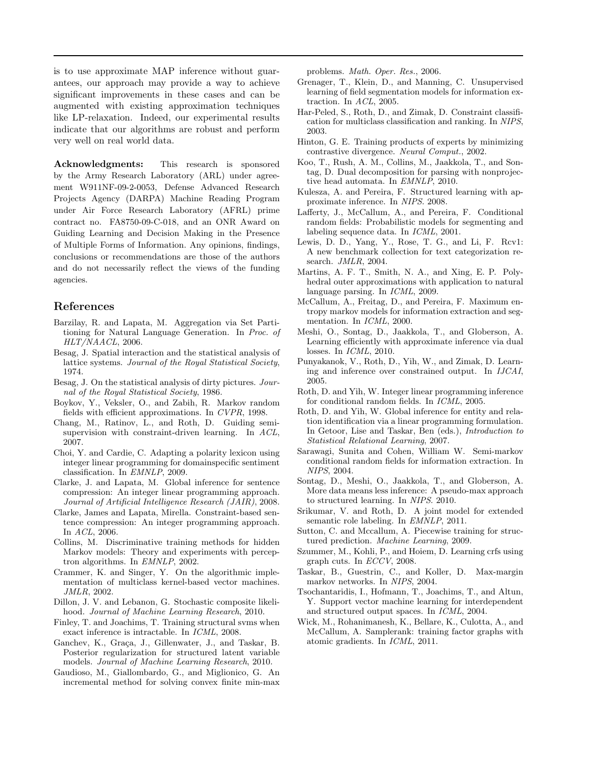is to use approximate MAP inference without guarantees, our approach may provide a way to achieve significant improvements in these cases and can be augmented with existing approximation techniques like LP-relaxation. Indeed, our experimental results indicate that our algorithms are robust and perform very well on real world data.

**Acknowledgments:** This research is sponsored by the Army Research Laboratory (ARL) under agreement W911NF-09-2-0053, Defense Advanced Research Projects Agency (DARPA) Machine Reading Program under Air Force Research Laboratory (AFRL) prime contract no. FA8750-09-C-018, and an ONR Award on Guiding Learning and Decision Making in the Presence of Multiple Forms of Information. Any opinions, findings, conclusions or recommendations are those of the authors and do not necessarily reflect the views of the funding agencies.

## References

Barzilay, R. and Lapata, M. Aggregation via Set Partitioning for Natural Language Generation. In *Proc. of HLT/NAACL*, 2006.

Besag, J. Spatial interaction and the statistical analysis of lattice systems. *Journal of the Royal Statistical Society*, 1974.

Besag, J. On the statistical analysis of dirty pictures. *Journal of the Royal Statistical Society*, 1986.

Boykov, Y., Veksler, O., and Zabih, R. Markov random fields with efficient approximations. In *CVPR*, 1998.

Chang, M., Ratinov, L., and Roth, D. Guiding semi-supervision with constraint-driven learning. In *ACL*, 2007.

Choi, Y. and Cardie, C. Adapting a polarity lexicon using integer linear programming for domainspecific sentiment classification. In *EMNLP*, 2009.

Clarke, J. and Lapata, M. Global inference for sentence compression: An integer linear programming approach. *Journal of Artificial Intelligence Research (JAIR)*, 2008.

Clarke, James and Lapata, Mirella. Constraint-based sentence compression: An integer programming approach. In *ACL*, 2006.

Collins, M. Discriminative training methods for hidden Markov models: Theory and experiments with perceptron algorithms. In *EMNLP*, 2002.

Crammer, K. and Singer, Y. On the algorithmic implementation of multiclass kernel-based vector machines. *JMLR*, 2002.

Dillon, J. V. and Lebanon, G. Stochastic composite likelihood. *Journal of Machine Learning Research*, 2010.

Finley, T. and Joachims, T. Training structural svms when exact inference is intractable. In *ICML*, 2008.

Ganchev, K., Graça, J., Gillenwater, J., and Taskar, B. Posterior regularization for structured latent variable models. *Journal of Machine Learning Research*, 2010.

Gaudioso, M., Giallombardo, G., and Miglionico, G. An incremental method for solving convex finite min-max problems. *Math. Oper. Res.*, 2006.

Grenager, T., Klein, D., and Manning, C. Unsupervised learning of field segmentation models for information extraction. In *ACL*, 2005.

Har-Peled, S., Roth, D., and Zimak, D. Constraint classification for multiclass classification and ranking. In *NIPS*, 2003.

Hinton, G. E. Training products of experts by minimizing contrastive divergence. *Neural Comput.*, 2002.

Koo, T., Rush, A. M., Collins, M., Jaakkola, T., and Sontag, D. Dual decomposition for parsing with nonprojective head automata. In *EMNLP*, 2010.

Kulesza, A. and Pereira, F. Structured learning with approximate inference. In *NIPS*. 2008.

Lafferty, J., McCallum, A., and Pereira, F. Conditional random fields: Probabilistic models for segmenting and labeling sequence data. In *ICML*, 2001.

Lewis, D. D., Yang, Y., Rose, T. G., and Li, F. Rcv1: A new benchmark collection for text categorization research. *JMLR*, 2004.

Martins, A. F. T., Smith, N. A., and Xing, E. P. Polyhedral outer approximations with application to natural language parsing. In *ICML*, 2009.

McCallum, A., Freitag, D., and Pereira, F. Maximum entropy markov models for information extraction and segmentation. In *ICML*, 2000.

Meshi, O., Sontag, D., Jaakkola, T., and Globerson, A. Learning efficiently with approximate inference via dual losses. In *ICML*, 2010.

Punyakanok, V., Roth, D., Yih, W., and Zimak, D. Learning and inference over constrained output. In *IJCAI*, 2005.

Roth, D. and Yih, W. Integer linear programming inference for conditional random fields. In *ICML*, 2005.

Roth, D. and Yih, W. Global inference for entity and relation identification via a linear programming formulation. In Getoor, Lise and Taskar, Ben (eds.), *Introduction to Statistical Relational Learning*, 2007.

Sarawagi, Sunita and Cohen, William W. Semi-markov conditional random fields for information extraction. In *NIPS*, 2004.

Sontag, D., Meshi, O., Jaakkola, T., and Globerson, A. More data means less inference: A pseudo-max approach to structured learning. In *NIPS*. 2010.

Srikumar, V. and Roth, D. A joint model for extended semantic role labeling. In *EMNLP*, 2011.

Sutton, C. and Mccallum, A. Piecewise training for structured prediction. *Machine Learning*, 2009.

Szummer, M., Kohli, P., and Hoiem, D. Learning crfs using graph cuts. In *ECCV*, 2008.

Taskar, B., Guestrin, C., and Koller, D. Max-margin markov networks. In *NIPS*, 2004.

Tsochantaridis, I., Hofmann, T., Joachims, T., and Altun, Y. Support vector machine learning for interdependent and structured output spaces. In *ICML*, 2004.

Wick, M., Rohanimanesh, K., Bellare, K., Culotta, A., and McCallum, A. Samplerank: training factor graphs with atomic gradients. In *ICML*, 2011.